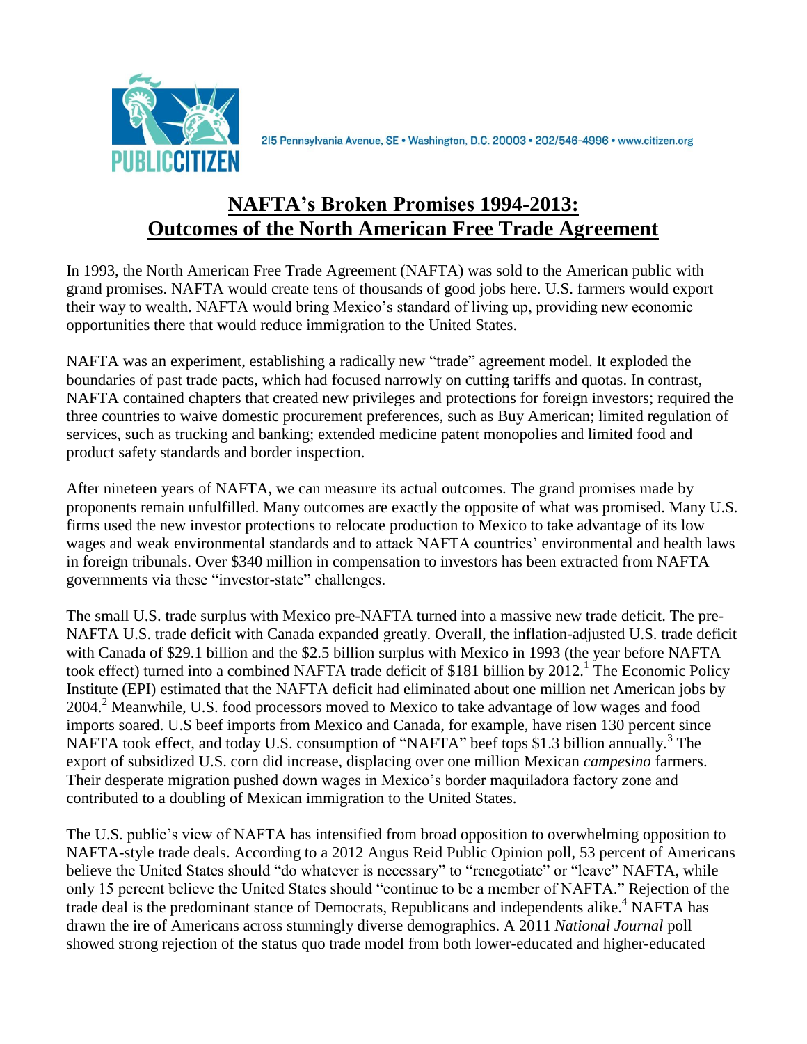PUBLICCITIZEN

215 Pennsylvania Avenue, SE • Washington, D.C. 20003 • 202/546-4996 • www.citizen.org

# NAFTA's Broken Promises 1994-2013: Outcomes of the North American Free Trade Agreement

In 1993, the North American Free Trade Agreement (NAFTA) was sold to the American public with grand promises. NAFTA would create tens of thousands of good jobs here. U.S. farmers would export their way to wealth. NAFTA would bring Mexico's standard of living up, providing new economic opportunities there that would reduce immigration to the United States.

NAFTA was an experiment, establishing a radically new "trade" agreement model. It exploded the boundaries of past trade pacts, which had focused narrowly on cutting tariffs and quotas. In contrast, NAFTA contained chapters that created new privileges and protections for foreign investors; required the three countries to waive domestic procurement preferences, such as Buy American; limited regulation of services, such as trucking and banking; extended medicine patent monopolies and limited food and product safety standards and border inspection.

After nineteen years of NAFTA, we can measure its actual outcomes. The grand promises made by proponents remain unfulfilled. Many outcomes are exactly the opposite of what was promised. Many U.S. firms used the new investor protections to relocate production to Mexico to take advantage of its low wages and weak environmental standards and to attack NAFTA countries' environmental and health laws in foreign tribunals. Over $340 million in compensation to investors has been extracted from NAFTA governments via these "investor-state" challenges.

The small U.S. trade surplus with Mexico pre-NAFTA turned into a massive new trade deficit. The pre-NAFTA U.S. trade deficit with Canada expanded greatly. Overall, the inflation-adjusted U.S. trade deficit with Canada of $29.1 billion and the $2.5 billion surplus with Mexico in 1993 (the year before NAFTA took effect) turned into a combined NAFTA trade deficit of $181 billion by 2012.[1] The Economic Policy Institute (EPI) estimated that the NAFTA deficit had eliminated about one million net American jobs by 2004.[2] Meanwhile, U.S. food processors moved to Mexico to take advantage of low wages and food imports soared. U.S beef imports from Mexico and Canada, for example, have risen 130 percent since NAFTA took effect, and today U.S. consumption of "NAFTA" beef tops $1.3 billion annually.[3] The export of subsidized U.S. corn did increase, displacing over one million Mexican *campesino* farmers. Their desperate migration pushed down wages in Mexico's border maquiladora factory zone and contributed to a doubling of Mexican immigration to the United States.

The U.S. public's view of NAFTA has intensified from broad opposition to overwhelming opposition to NAFTA-style trade deals. According to a 2012 Angus Reid Public Opinion poll, 53 percent of Americans believe the United States should "do whatever is necessary" to "renegotiate" or "leave" NAFTA, while only 15 percent believe the United States should "continue to be a member of NAFTA." Rejection of the trade deal is the predominant stance of Democrats, Republicans and independents alike.[4] NAFTA has drawn the ire of Americans across stunningly diverse demographics. A 2011 *National Journal* poll showed strong rejection of the status quo trade model from both lower-educated and higher-educated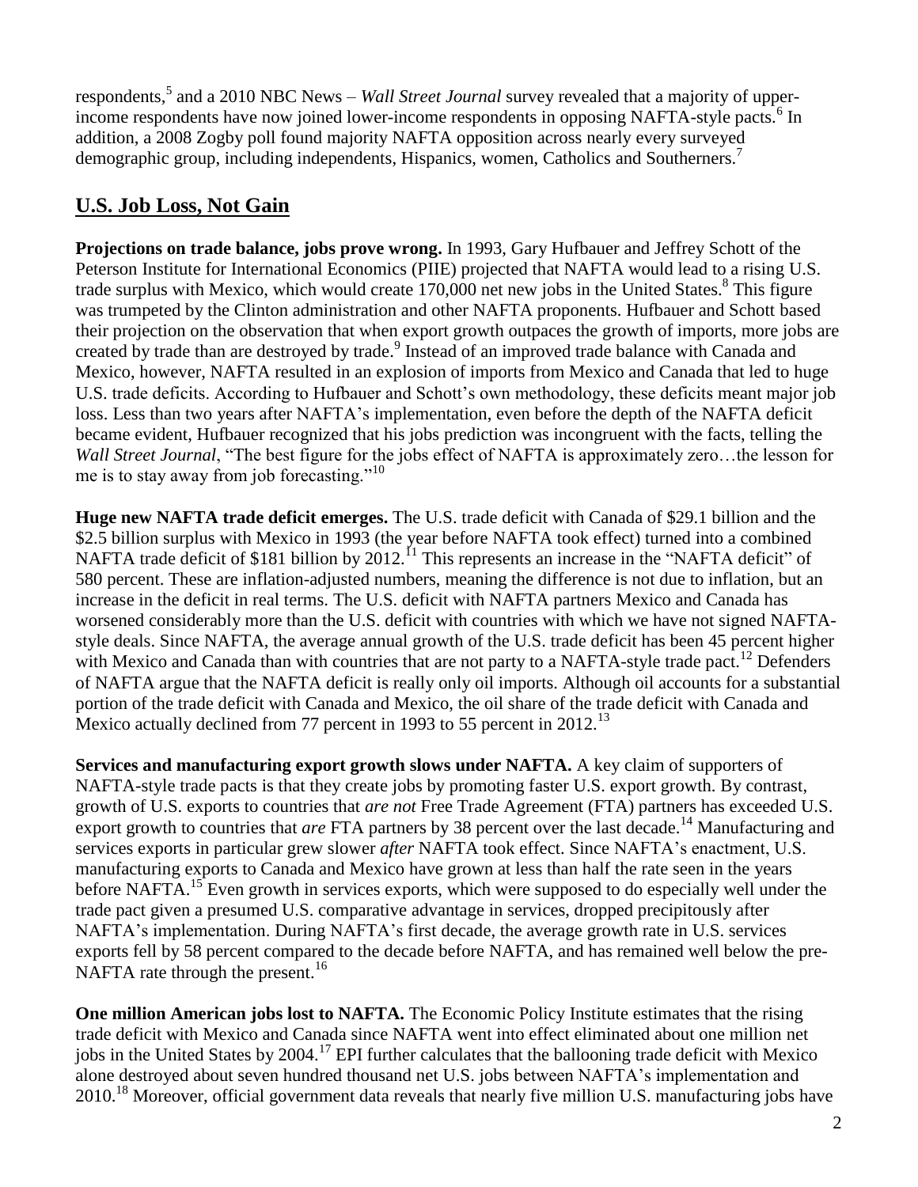respondents,[5] and a 2010 NBC News – *Wall Street Journal* survey revealed that a majority of upper-income respondents have now joined lower-income respondents in opposing NAFTA-style pacts.[6] In addition, a 2008 Zogby poll found majority NAFTA opposition across nearly every surveyed demographic group, including independents, Hispanics, women, Catholics and Southerners.[7]

## U.S. Job Loss, Not Gain

**Projections on trade balance, jobs prove wrong.** In 1993, Gary Hufbauer and Jeffrey Schott of the Peterson Institute for International Economics (PIIE) projected that NAFTA would lead to a rising U.S. trade surplus with Mexico, which would create 170,000 net new jobs in the United States.[8] This figure was trumpeted by the Clinton administration and other NAFTA proponents. Hufbauer and Schott based their projection on the observation that when export growth outpaces the growth of imports, more jobs are created by trade than are destroyed by trade.[9] Instead of an improved trade balance with Canada and Mexico, however, NAFTA resulted in an explosion of imports from Mexico and Canada that led to huge U.S. trade deficits. According to Hufbauer and Schott's own methodology, these deficits meant major job loss. Less than two years after NAFTA's implementation, even before the depth of the NAFTA deficit became evident, Hufbauer recognized that his jobs prediction was incongruent with the facts, telling the *Wall Street Journal*, "The best figure for the jobs effect of NAFTA is approximately zero…the lesson for me is to stay away from job forecasting."[10]

**Huge new NAFTA trade deficit emerges.** The U.S. trade deficit with Canada of \$29.1 billion and the \$2.5 billion surplus with Mexico in 1993 (the year before NAFTA took effect) turned into a combined NAFTA trade deficit of \$181 billion by 2012.[11] This represents an increase in the "NAFTA deficit" of 580 percent. These are inflation-adjusted numbers, meaning the difference is not due to inflation, but an increase in the deficit in real terms. The U.S. deficit with NAFTA partners Mexico and Canada has worsened considerably more than the U.S. deficit with countries with which we have not signed NAFTA-style deals. Since NAFTA, the average annual growth of the U.S. trade deficit has been 45 percent higher with Mexico and Canada than with countries that are not party to a NAFTA-style trade pact.[12] Defenders of NAFTA argue that the NAFTA deficit is really only oil imports. Although oil accounts for a substantial portion of the trade deficit with Canada and Mexico, the oil share of the trade deficit with Canada and Mexico actually declined from 77 percent in 1993 to 55 percent in 2012.[13]

**Services and manufacturing export growth slows under NAFTA.** A key claim of supporters of NAFTA-style trade pacts is that they create jobs by promoting faster U.S. export growth. By contrast, growth of U.S. exports to countries that *are not* Free Trade Agreement (FTA) partners has exceeded U.S. export growth to countries that *are* FTA partners by 38 percent over the last decade.[14] Manufacturing and services exports in particular grew slower *after* NAFTA took effect. Since NAFTA's enactment, U.S. manufacturing exports to Canada and Mexico have grown at less than half the rate seen in the years before NAFTA.[15] Even growth in services exports, which were supposed to do especially well under the trade pact given a presumed U.S. comparative advantage in services, dropped precipitously after NAFTA's implementation. During NAFTA's first decade, the average growth rate in U.S. services exports fell by 58 percent compared to the decade before NAFTA, and has remained well below the pre-NAFTA rate through the present.[16]

**One million American jobs lost to NAFTA.** The Economic Policy Institute estimates that the rising trade deficit with Mexico and Canada since NAFTA went into effect eliminated about one million net jobs in the United States by 2004.[17] EPI further calculates that the ballooning trade deficit with Mexico alone destroyed about seven hundred thousand net U.S. jobs between NAFTA's implementation and 2010.[18] Moreover, official government data reveals that nearly five million U.S. manufacturing jobs have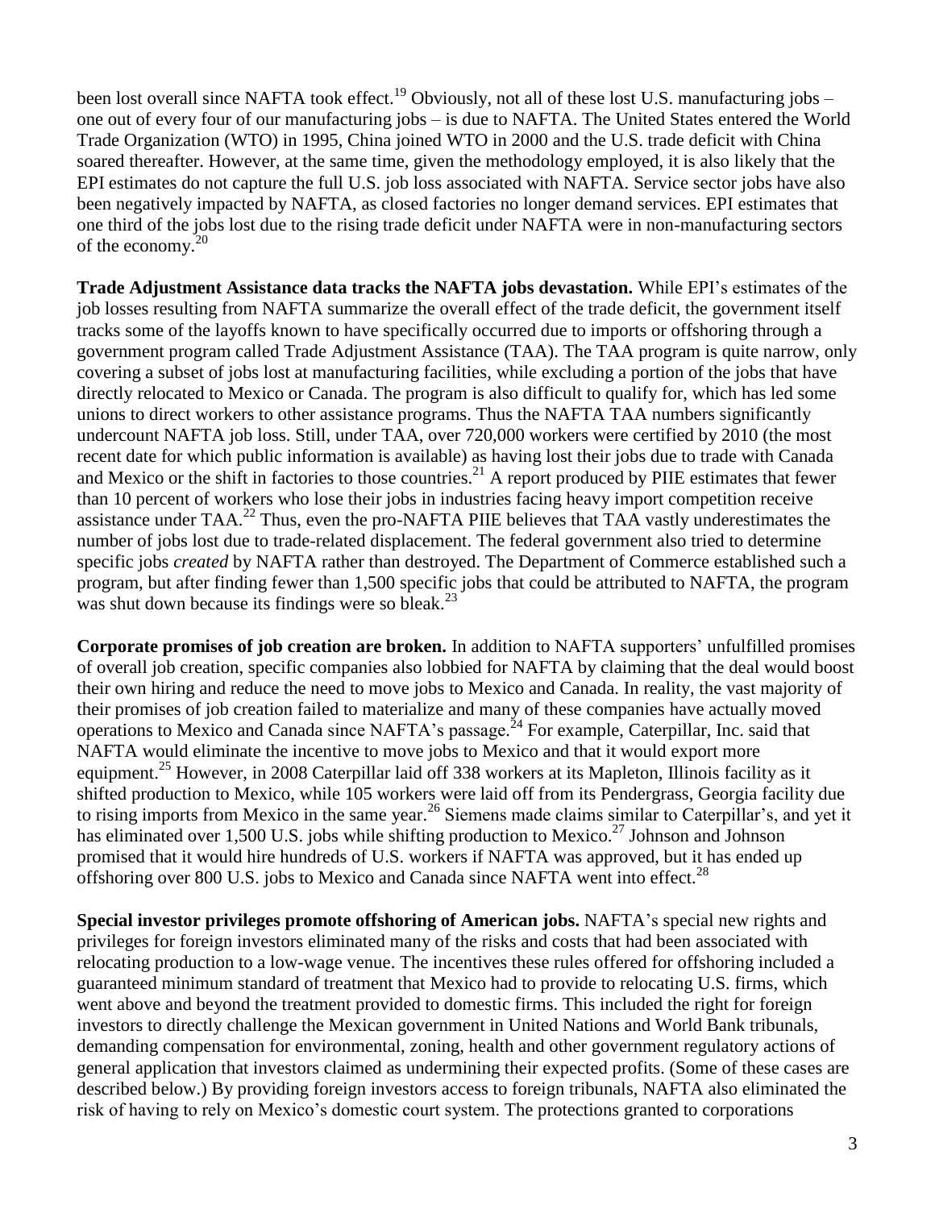been lost overall since NAFTA took effect.[19] Obviously, not all of these lost U.S. manufacturing jobs – one out of every four of our manufacturing jobs – is due to NAFTA. The United States entered the World Trade Organization (WTO) in 1995, China joined WTO in 2000 and the U.S. trade deficit with China soared thereafter. However, at the same time, given the methodology employed, it is also likely that the EPI estimates do not capture the full U.S. job loss associated with NAFTA. Service sector jobs have also been negatively impacted by NAFTA, as closed factories no longer demand services. EPI estimates that one third of the jobs lost due to the rising trade deficit under NAFTA were in non-manufacturing sectors of the economy.[20]

**Trade Adjustment Assistance data tracks the NAFTA jobs devastation.** While EPI's estimates of the job losses resulting from NAFTA summarize the overall effect of the trade deficit, the government itself tracks some of the layoffs known to have specifically occurred due to imports or offshoring through a government program called Trade Adjustment Assistance (TAA). The TAA program is quite narrow, only covering a subset of jobs lost at manufacturing facilities, while excluding a portion of the jobs that have directly relocated to Mexico or Canada. The program is also difficult to qualify for, which has led some unions to direct workers to other assistance programs. Thus the NAFTA TAA numbers significantly undercount NAFTA job loss. Still, under TAA, over 720,000 workers were certified by 2010 (the most recent date for which public information is available) as having lost their jobs due to trade with Canada and Mexico or the shift in factories to those countries.[21] A report produced by PIIE estimates that fewer than 10 percent of workers who lose their jobs in industries facing heavy import competition receive assistance under TAA.[22] Thus, even the pro-NAFTA PIIE believes that TAA vastly underestimates the number of jobs lost due to trade-related displacement. The federal government also tried to determine specific jobs *created* by NAFTA rather than destroyed. The Department of Commerce established such a program, but after finding fewer than 1,500 specific jobs that could be attributed to NAFTA, the program was shut down because its findings were so bleak.[23]

**Corporate promises of job creation are broken.** In addition to NAFTA supporters' unfulfilled promises of overall job creation, specific companies also lobbied for NAFTA by claiming that the deal would boost their own hiring and reduce the need to move jobs to Mexico and Canada. In reality, the vast majority of their promises of job creation failed to materialize and many of these companies have actually moved operations to Mexico and Canada since NAFTA's passage.[24] For example, Caterpillar, Inc. said that NAFTA would eliminate the incentive to move jobs to Mexico and that it would export more equipment.[25] However, in 2008 Caterpillar laid off 338 workers at its Mapleton, Illinois facility as it shifted production to Mexico, while 105 workers were laid off from its Pendergrass, Georgia facility due to rising imports from Mexico in the same year.[26] Siemens made claims similar to Caterpillar's, and yet it has eliminated over 1,500 U.S. jobs while shifting production to Mexico.[27] Johnson and Johnson promised that it would hire hundreds of U.S. workers if NAFTA was approved, but it has ended up offshoring over 800 U.S. jobs to Mexico and Canada since NAFTA went into effect.[28]

**Special investor privileges promote offshoring of American jobs.** NAFTA's special new rights and privileges for foreign investors eliminated many of the risks and costs that had been associated with relocating production to a low-wage venue. The incentives these rules offered for offshoring included a guaranteed minimum standard of treatment that Mexico had to provide to relocating U.S. firms, which went above and beyond the treatment provided to domestic firms. This included the right for foreign investors to directly challenge the Mexican government in United Nations and World Bank tribunals, demanding compensation for environmental, zoning, health and other government regulatory actions of general application that investors claimed as undermining their expected profits. (Some of these cases are described below.) By providing foreign investors access to foreign tribunals, NAFTA also eliminated the risk of having to rely on Mexico's domestic court system. The protections granted to corporations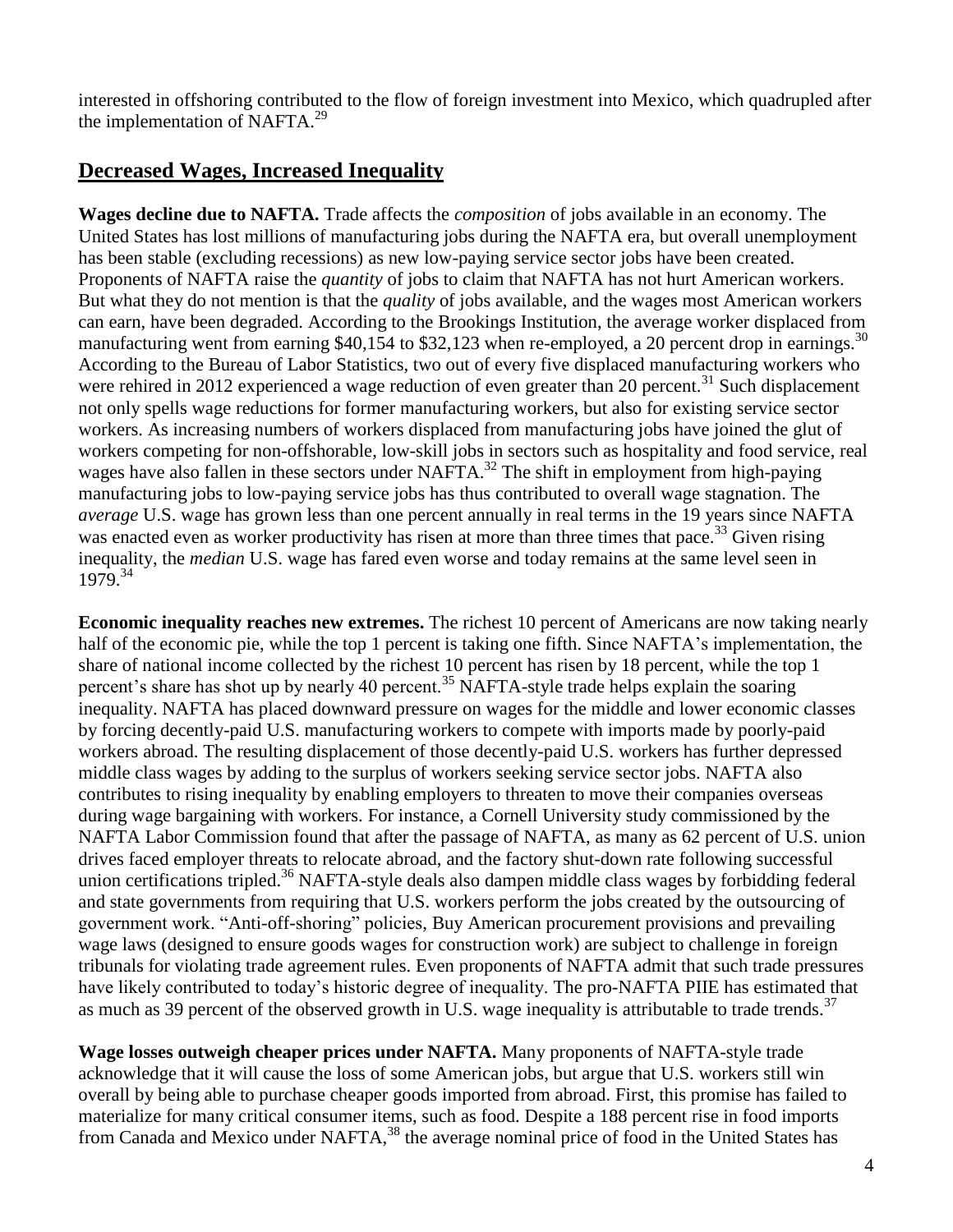interested in offshoring contributed to the flow of foreign investment into Mexico, which quadrupled after the implementation of NAFTA.[29]

## Decreased Wages, Increased Inequality

**Wages decline due to NAFTA.** Trade affects the *composition* of jobs available in an economy. The United States has lost millions of manufacturing jobs during the NAFTA era, but overall unemployment has been stable (excluding recessions) as new low-paying service sector jobs have been created. Proponents of NAFTA raise the *quantity* of jobs to claim that NAFTA has not hurt American workers. But what they do not mention is that the *quality* of jobs available, and the wages most American workers can earn, have been degraded. According to the Brookings Institution, the average worker displaced from manufacturing went from earning $40,154 to $32,123 when re-employed, a 20 percent drop in earnings.[30] According to the Bureau of Labor Statistics, two out of every five displaced manufacturing workers who were rehired in 2012 experienced a wage reduction of even greater than 20 percent.[31] Such displacement not only spells wage reductions for former manufacturing workers, but also for existing service sector workers. As increasing numbers of workers displaced from manufacturing jobs have joined the glut of workers competing for non-offshorable, low-skill jobs in sectors such as hospitality and food service, real wages have also fallen in these sectors under NAFTA.[32] The shift in employment from high-paying manufacturing jobs to low-paying service jobs has thus contributed to overall wage stagnation. The *average* U.S. wage has grown less than one percent annually in real terms in the 19 years since NAFTA was enacted even as worker productivity has risen at more than three times that pace.[33] Given rising inequality, the *median* U.S. wage has fared even worse and today remains at the same level seen in 1979.[34]

**Economic inequality reaches new extremes.** The richest 10 percent of Americans are now taking nearly half of the economic pie, while the top 1 percent is taking one fifth. Since NAFTA's implementation, the share of national income collected by the richest 10 percent has risen by 18 percent, while the top 1 percent's share has shot up by nearly 40 percent.[35] NAFTA-style trade helps explain the soaring inequality. NAFTA has placed downward pressure on wages for the middle and lower economic classes by forcing decently-paid U.S. manufacturing workers to compete with imports made by poorly-paid workers abroad. The resulting displacement of those decently-paid U.S. workers has further depressed middle class wages by adding to the surplus of workers seeking service sector jobs. NAFTA also contributes to rising inequality by enabling employers to threaten to move their companies overseas during wage bargaining with workers. For instance, a Cornell University study commissioned by the NAFTA Labor Commission found that after the passage of NAFTA, as many as 62 percent of U.S. union drives faced employer threats to relocate abroad, and the factory shut-down rate following successful union certifications tripled.[36] NAFTA-style deals also dampen middle class wages by forbidding federal and state governments from requiring that U.S. workers perform the jobs created by the outsourcing of government work. "Anti-off-shoring" policies, Buy American procurement provisions and prevailing wage laws (designed to ensure goods wages for construction work) are subject to challenge in foreign tribunals for violating trade agreement rules. Even proponents of NAFTA admit that such trade pressures have likely contributed to today's historic degree of inequality. The pro-NAFTA PIIE has estimated that as much as 39 percent of the observed growth in U.S. wage inequality is attributable to trade trends.[37]

**Wage losses outweigh cheaper prices under NAFTA.** Many proponents of NAFTA-style trade acknowledge that it will cause the loss of some American jobs, but argue that U.S. workers still win overall by being able to purchase cheaper goods imported from abroad. First, this promise has failed to materialize for many critical consumer items, such as food. Despite a 188 percent rise in food imports from Canada and Mexico under NAFTA,[38] the average nominal price of food in the United States has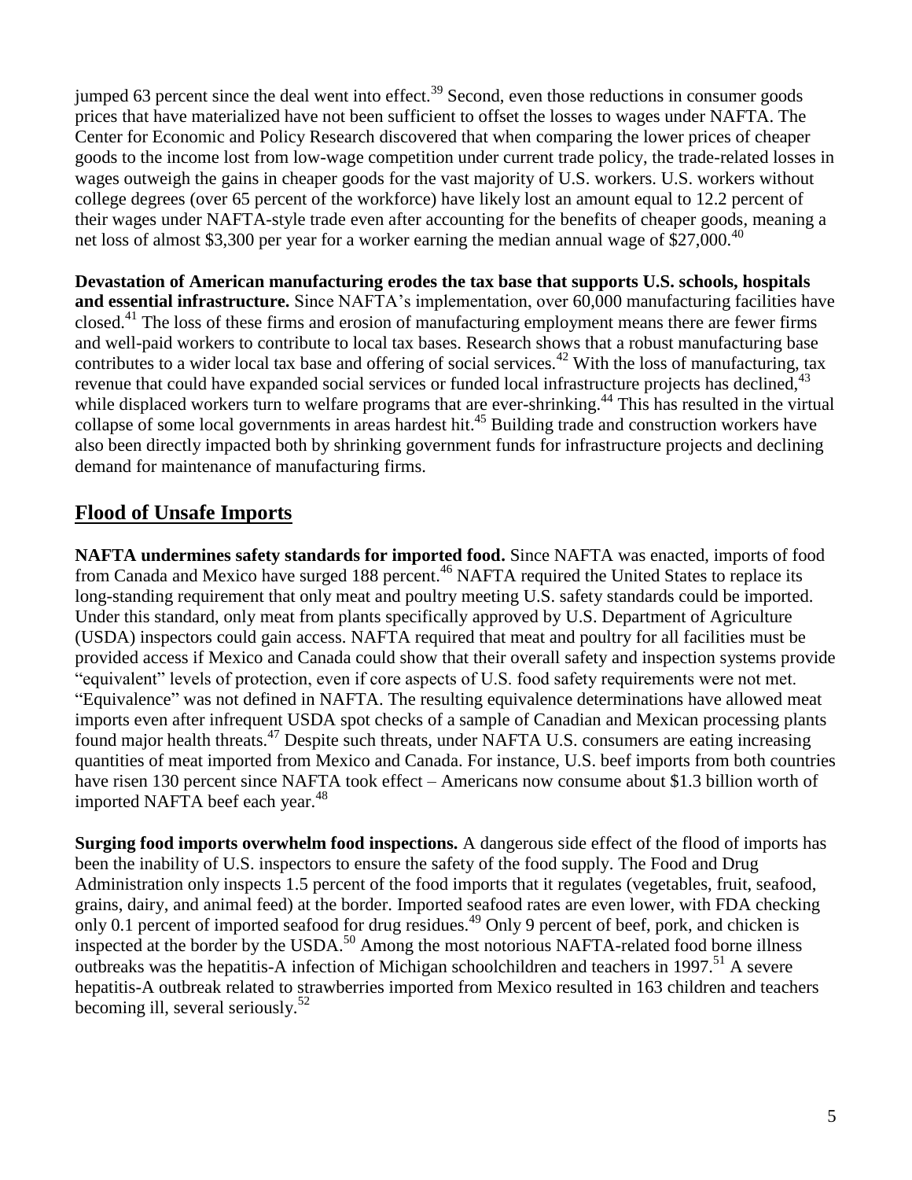jumped 63 percent since the deal went into effect.[39] Second, even those reductions in consumer goods prices that have materialized have not been sufficient to offset the losses to wages under NAFTA. The Center for Economic and Policy Research discovered that when comparing the lower prices of cheaper goods to the income lost from low-wage competition under current trade policy, the trade-related losses in wages outweigh the gains in cheaper goods for the vast majority of U.S. workers. U.S. workers without college degrees (over 65 percent of the workforce) have likely lost an amount equal to 12.2 percent of their wages under NAFTA-style trade even after accounting for the benefits of cheaper goods, meaning a net loss of almost $3,300 per year for a worker earning the median annual wage of $27,000.[40]

**Devastation of American manufacturing erodes the tax base that supports U.S. schools, hospitals and essential infrastructure.** Since NAFTA's implementation, over 60,000 manufacturing facilities have closed.[41] The loss of these firms and erosion of manufacturing employment means there are fewer firms and well-paid workers to contribute to local tax bases. Research shows that a robust manufacturing base contributes to a wider local tax base and offering of social services.[42] With the loss of manufacturing, tax revenue that could have expanded social services or funded local infrastructure projects has declined,[43] while displaced workers turn to welfare programs that are ever-shrinking.[44] This has resulted in the virtual collapse of some local governments in areas hardest hit.[45] Building trade and construction workers have also been directly impacted both by shrinking government funds for infrastructure projects and declining demand for maintenance of manufacturing firms.

## Flood of Unsafe Imports

**NAFTA undermines safety standards for imported food.** Since NAFTA was enacted, imports of food from Canada and Mexico have surged 188 percent.[46] NAFTA required the United States to replace its long-standing requirement that only meat and poultry meeting U.S. safety standards could be imported. Under this standard, only meat from plants specifically approved by U.S. Department of Agriculture (USDA) inspectors could gain access. NAFTA required that meat and poultry for all facilities must be provided access if Mexico and Canada could show that their overall safety and inspection systems provide "equivalent" levels of protection, even if core aspects of U.S. food safety requirements were not met. "Equivalence" was not defined in NAFTA. The resulting equivalence determinations have allowed meat imports even after infrequent USDA spot checks of a sample of Canadian and Mexican processing plants found major health threats.[47] Despite such threats, under NAFTA U.S. consumers are eating increasing quantities of meat imported from Mexico and Canada. For instance, U.S. beef imports from both countries have risen 130 percent since NAFTA took effect – Americans now consume about $1.3 billion worth of imported NAFTA beef each year.[48]

**Surging food imports overwhelm food inspections.** A dangerous side effect of the flood of imports has been the inability of U.S. inspectors to ensure the safety of the food supply. The Food and Drug Administration only inspects 1.5 percent of the food imports that it regulates (vegetables, fruit, seafood, grains, dairy, and animal feed) at the border. Imported seafood rates are even lower, with FDA checking only 0.1 percent of imported seafood for drug residues.[49] Only 9 percent of beef, pork, and chicken is inspected at the border by the USDA.[50] Among the most notorious NAFTA-related food borne illness outbreaks was the hepatitis-A infection of Michigan schoolchildren and teachers in 1997.[51] A severe hepatitis-A outbreak related to strawberries imported from Mexico resulted in 163 children and teachers becoming ill, several seriously.[52]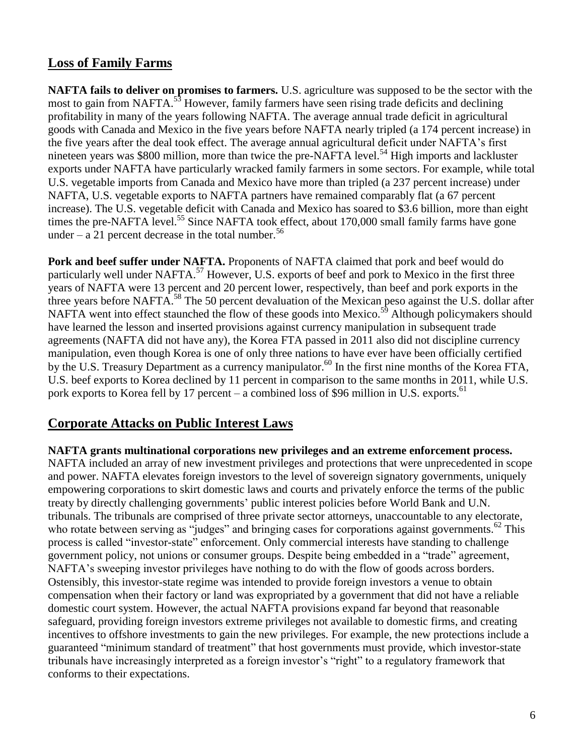## Loss of Family Farms

**NAFTA fails to deliver on promises to farmers.** U.S. agriculture was supposed to be the sector with the most to gain from NAFTA.[53] However, family farmers have seen rising trade deficits and declining profitability in many of the years following NAFTA. The average annual trade deficit in agricultural goods with Canada and Mexico in the five years before NAFTA nearly tripled (a 174 percent increase) in the five years after the deal took effect. The average annual agricultural deficit under NAFTA's first nineteen years was $800 million, more than twice the pre-NAFTA level.[54] High imports and lackluster exports under NAFTA have particularly wracked family farmers in some sectors. For example, while total U.S. vegetable imports from Canada and Mexico have more than tripled (a 237 percent increase) under NAFTA, U.S. vegetable exports to NAFTA partners have remained comparably flat (a 67 percent increase). The U.S. vegetable deficit with Canada and Mexico has soared to $3.6 billion, more than eight times the pre-NAFTA level.[55] Since NAFTA took effect, about 170,000 small family farms have gone under – a 21 percent decrease in the total number.[56]

**Pork and beef suffer under NAFTA.** Proponents of NAFTA claimed that pork and beef would do particularly well under NAFTA.[57] However, U.S. exports of beef and pork to Mexico in the first three years of NAFTA were 13 percent and 20 percent lower, respectively, than beef and pork exports in the three years before NAFTA.[58] The 50 percent devaluation of the Mexican peso against the U.S. dollar after NAFTA went into effect staunched the flow of these goods into Mexico.[59] Although policymakers should have learned the lesson and inserted provisions against currency manipulation in subsequent trade agreements (NAFTA did not have any), the Korea FTA passed in 2011 also did not discipline currency manipulation, even though Korea is one of only three nations to have ever have been officially certified by the U.S. Treasury Department as a currency manipulator.[60] In the first nine months of the Korea FTA, U.S. beef exports to Korea declined by 11 percent in comparison to the same months in 2011, while U.S. pork exports to Korea fell by 17 percent – a combined loss of $96 million in U.S. exports.[61]

## Corporate Attacks on Public Interest Laws

**NAFTA grants multinational corporations new privileges and an extreme enforcement process.** NAFTA included an array of new investment privileges and protections that were unprecedented in scope and power. NAFTA elevates foreign investors to the level of sovereign signatory governments, uniquely empowering corporations to skirt domestic laws and courts and privately enforce the terms of the public treaty by directly challenging governments' public interest policies before World Bank and U.N. tribunals. The tribunals are comprised of three private sector attorneys, unaccountable to any electorate, who rotate between serving as "judges" and bringing cases for corporations against governments.[62] This process is called "investor-state" enforcement. Only commercial interests have standing to challenge government policy, not unions or consumer groups. Despite being embedded in a "trade" agreement, NAFTA's sweeping investor privileges have nothing to do with the flow of goods across borders. Ostensibly, this investor-state regime was intended to provide foreign investors a venue to obtain compensation when their factory or land was expropriated by a government that did not have a reliable domestic court system. However, the actual NAFTA provisions expand far beyond that reasonable safeguard, providing foreign investors extreme privileges not available to domestic firms, and creating incentives to offshore investments to gain the new privileges. For example, the new protections include a guaranteed "minimum standard of treatment" that host governments must provide, which investor-state tribunals have increasingly interpreted as a foreign investor's "right" to a regulatory framework that conforms to their expectations.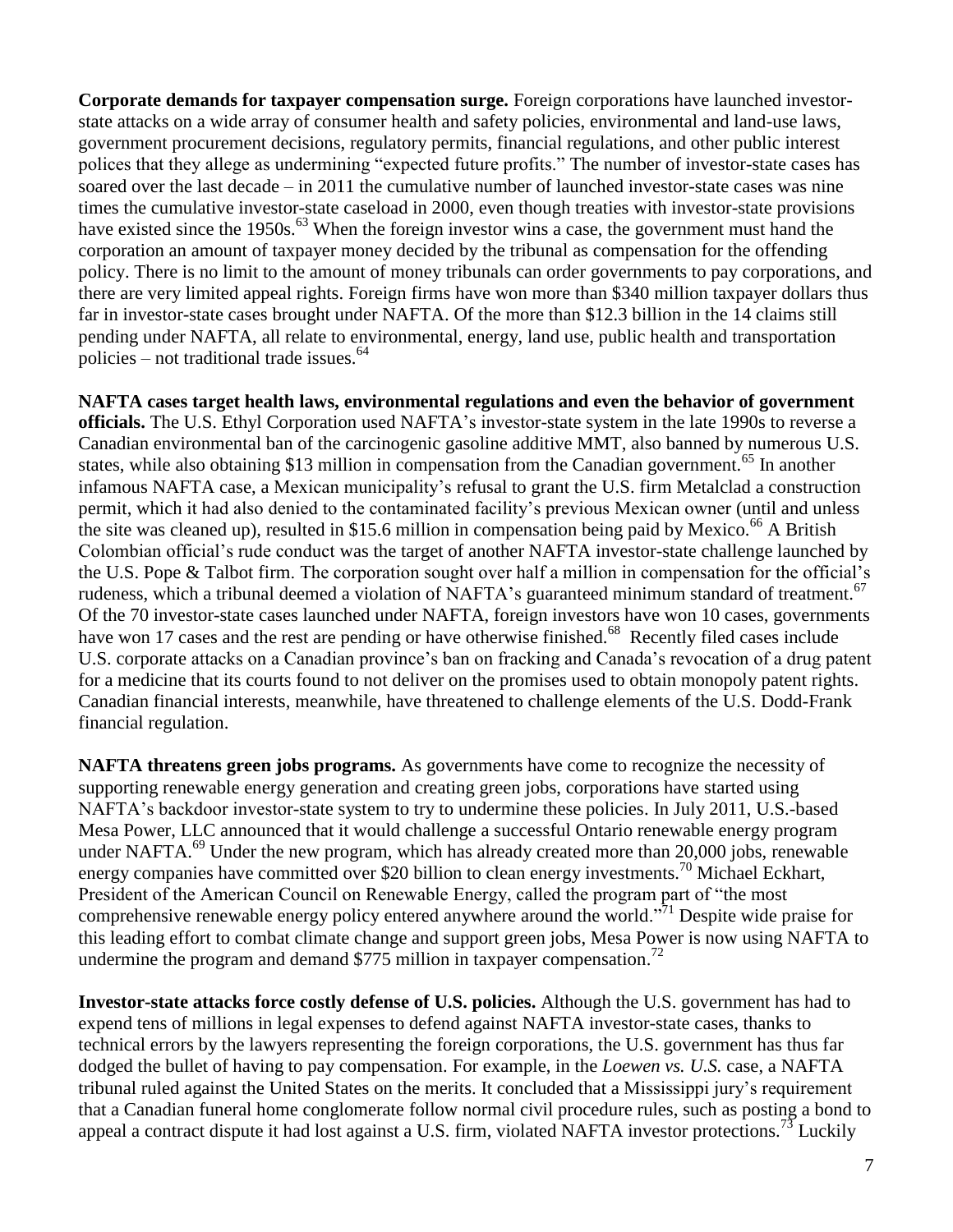**Corporate demands for taxpayer compensation surge.** Foreign corporations have launched investor-state attacks on a wide array of consumer health and safety policies, environmental and land-use laws, government procurement decisions, regulatory permits, financial regulations, and other public interest polices that they allege as undermining "expected future profits." The number of investor-state cases has soared over the last decade – in 2011 the cumulative number of launched investor-state cases was nine times the cumulative investor-state caseload in 2000, even though treaties with investor-state provisions have existed since the 1950s.[63] When the foreign investor wins a case, the government must hand the corporation an amount of taxpayer money decided by the tribunal as compensation for the offending policy. There is no limit to the amount of money tribunals can order governments to pay corporations, and there are very limited appeal rights. Foreign firms have won more than $340 million taxpayer dollars thus far in investor-state cases brought under NAFTA. Of the more than $12.3 billion in the 14 claims still pending under NAFTA, all relate to environmental, energy, land use, public health and transportation policies – not traditional trade issues.[64]

**NAFTA cases target health laws, environmental regulations and even the behavior of government officials.** The U.S. Ethyl Corporation used NAFTA's investor-state system in the late 1990s to reverse a Canadian environmental ban of the carcinogenic gasoline additive MMT, also banned by numerous U.S. states, while also obtaining $13 million in compensation from the Canadian government.[65] In another infamous NAFTA case, a Mexican municipality's refusal to grant the U.S. firm Metalclad a construction permit, which it had also denied to the contaminated facility's previous Mexican owner (until and unless the site was cleaned up), resulted in $15.6 million in compensation being paid by Mexico.[66] A British Colombian official's rude conduct was the target of another NAFTA investor-state challenge launched by the U.S. Pope & Talbot firm. The corporation sought over half a million in compensation for the official's rudeness, which a tribunal deemed a violation of NAFTA's guaranteed minimum standard of treatment.[67] Of the 70 investor-state cases launched under NAFTA, foreign investors have won 10 cases, governments have won 17 cases and the rest are pending or have otherwise finished.[68] Recently filed cases include U.S. corporate attacks on a Canadian province's ban on fracking and Canada's revocation of a drug patent for a medicine that its courts found to not deliver on the promises used to obtain monopoly patent rights. Canadian financial interests, meanwhile, have threatened to challenge elements of the U.S. Dodd-Frank financial regulation.

**NAFTA threatens green jobs programs.** As governments have come to recognize the necessity of supporting renewable energy generation and creating green jobs, corporations have started using NAFTA's backdoor investor-state system to try to undermine these policies. In July 2011, U.S.-based Mesa Power, LLC announced that it would challenge a successful Ontario renewable energy program under NAFTA.[69] Under the new program, which has already created more than 20,000 jobs, renewable energy companies have committed over $20 billion to clean energy investments.[70] Michael Eckhart, President of the American Council on Renewable Energy, called the program part of "the most comprehensive renewable energy policy entered anywhere around the world."[71] Despite wide praise for this leading effort to combat climate change and support green jobs, Mesa Power is now using NAFTA to undermine the program and demand $775 million in taxpayer compensation.[72]

**Investor-state attacks force costly defense of U.S. policies.** Although the U.S. government has had to expend tens of millions in legal expenses to defend against NAFTA investor-state cases, thanks to technical errors by the lawyers representing the foreign corporations, the U.S. government has thus far dodged the bullet of having to pay compensation. For example, in the *Loewen vs. U.S.* case, a NAFTA tribunal ruled against the United States on the merits. It concluded that a Mississippi jury's requirement that a Canadian funeral home conglomerate follow normal civil procedure rules, such as posting a bond to appeal a contract dispute it had lost against a U.S. firm, violated NAFTA investor protections.[73] Luckily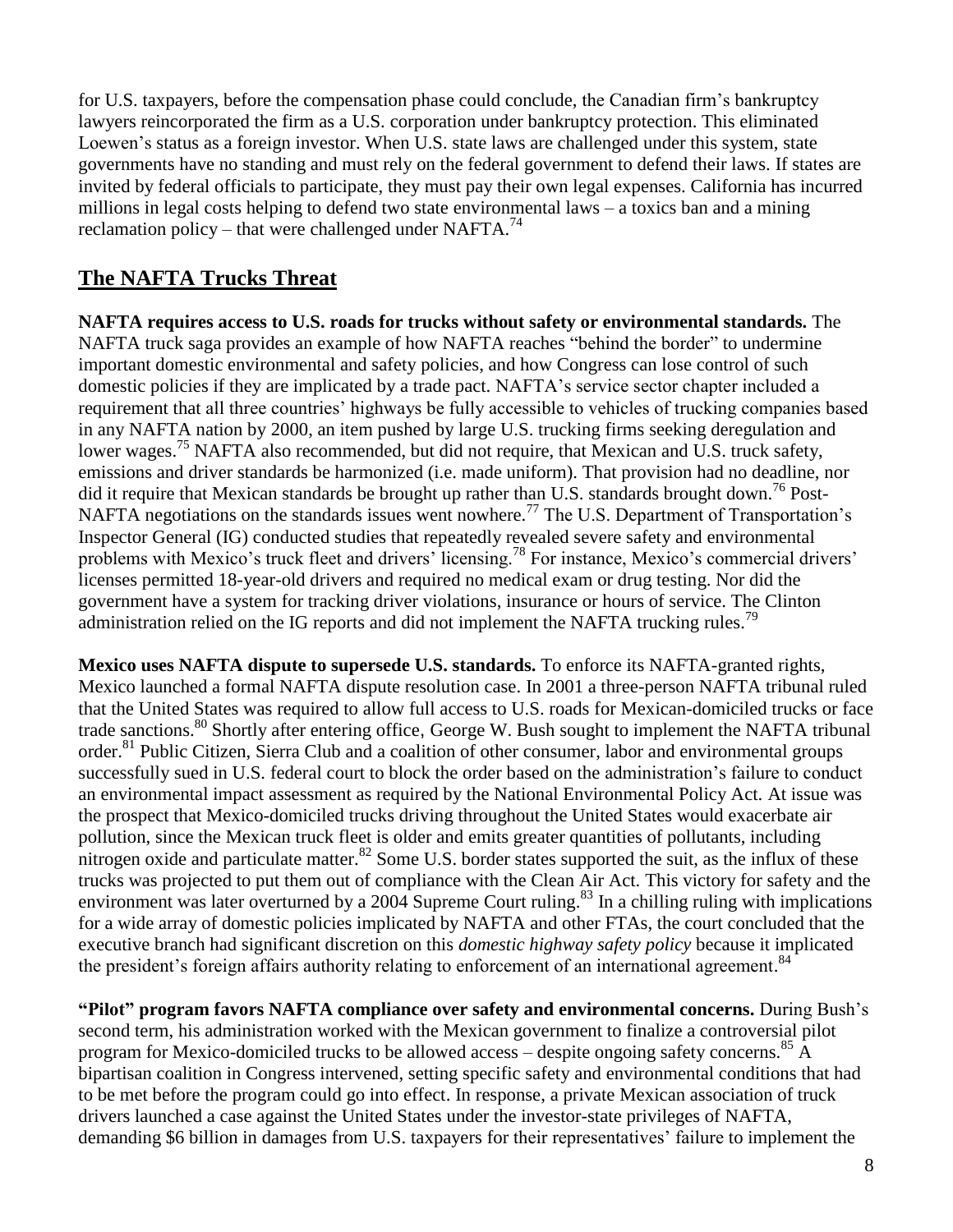for U.S. taxpayers, before the compensation phase could conclude, the Canadian firm's bankruptcy lawyers reincorporated the firm as a U.S. corporation under bankruptcy protection. This eliminated Loewen's status as a foreign investor. When U.S. state laws are challenged under this system, state governments have no standing and must rely on the federal government to defend their laws. If states are invited by federal officials to participate, they must pay their own legal expenses. California has incurred millions in legal costs helping to defend two state environmental laws – a toxics ban and a mining reclamation policy – that were challenged under NAFTA.[74]

## The NAFTA Trucks Threat

**NAFTA requires access to U.S. roads for trucks without safety or environmental standards.** The NAFTA truck saga provides an example of how NAFTA reaches "behind the border" to undermine important domestic environmental and safety policies, and how Congress can lose control of such domestic policies if they are implicated by a trade pact. NAFTA's service sector chapter included a requirement that all three countries' highways be fully accessible to vehicles of trucking companies based in any NAFTA nation by 2000, an item pushed by large U.S. trucking firms seeking deregulation and lower wages.[75] NAFTA also recommended, but did not require, that Mexican and U.S. truck safety, emissions and driver standards be harmonized (i.e. made uniform). That provision had no deadline, nor did it require that Mexican standards be brought up rather than U.S. standards brought down.[76] Post-NAFTA negotiations on the standards issues went nowhere.[77] The U.S. Department of Transportation's Inspector General (IG) conducted studies that repeatedly revealed severe safety and environmental problems with Mexico's truck fleet and drivers' licensing.[78] For instance, Mexico's commercial drivers' licenses permitted 18-year-old drivers and required no medical exam or drug testing. Nor did the government have a system for tracking driver violations, insurance or hours of service. The Clinton administration relied on the IG reports and did not implement the NAFTA trucking rules.[79]

**Mexico uses NAFTA dispute to supersede U.S. standards.** To enforce its NAFTA-granted rights, Mexico launched a formal NAFTA dispute resolution case. In 2001 a three-person NAFTA tribunal ruled that the United States was required to allow full access to U.S. roads for Mexican-domiciled trucks or face trade sanctions.[80] Shortly after entering office, George W. Bush sought to implement the NAFTA tribunal order.[81] Public Citizen, Sierra Club and a coalition of other consumer, labor and environmental groups successfully sued in U.S. federal court to block the order based on the administration's failure to conduct an environmental impact assessment as required by the National Environmental Policy Act. At issue was the prospect that Mexico-domiciled trucks driving throughout the United States would exacerbate air pollution, since the Mexican truck fleet is older and emits greater quantities of pollutants, including nitrogen oxide and particulate matter.[82] Some U.S. border states supported the suit, as the influx of these trucks was projected to put them out of compliance with the Clean Air Act. This victory for safety and the environment was later overturned by a 2004 Supreme Court ruling.[83] In a chilling ruling with implications for a wide array of domestic policies implicated by NAFTA and other FTAs, the court concluded that the executive branch had significant discretion on this *domestic highway safety policy* because it implicated the president's foreign affairs authority relating to enforcement of an international agreement.[84]

**"Pilot" program favors NAFTA compliance over safety and environmental concerns.** During Bush's second term, his administration worked with the Mexican government to finalize a controversial pilot program for Mexico-domiciled trucks to be allowed access – despite ongoing safety concerns.[85] A bipartisan coalition in Congress intervened, setting specific safety and environmental conditions that had to be met before the program could go into effect. In response, a private Mexican association of truck drivers launched a case against the United States under the investor-state privileges of NAFTA, demanding $6 billion in damages from U.S. taxpayers for their representatives' failure to implement the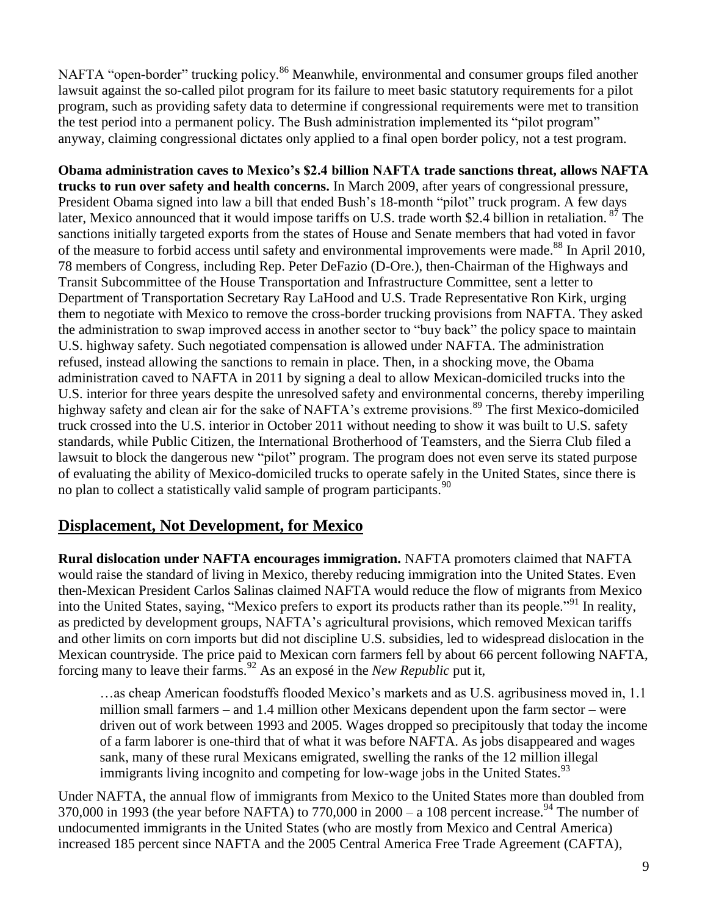NAFTA "open-border" trucking policy.[86] Meanwhile, environmental and consumer groups filed another lawsuit against the so-called pilot program for its failure to meet basic statutory requirements for a pilot program, such as providing safety data to determine if congressional requirements were met to transition the test period into a permanent policy. The Bush administration implemented its "pilot program" anyway, claiming congressional dictates only applied to a final open border policy, not a test program.

**Obama administration caves to Mexico's $2.4 billion NAFTA trade sanctions threat, allows NAFTA trucks to run over safety and health concerns.** In March 2009, after years of congressional pressure, President Obama signed into law a bill that ended Bush's 18-month "pilot" truck program. A few days later, Mexico announced that it would impose tariffs on U.S. trade worth $2.4 billion in retaliation.[87] The sanctions initially targeted exports from the states of House and Senate members that had voted in favor of the measure to forbid access until safety and environmental improvements were made.[88] In April 2010, 78 members of Congress, including Rep. Peter DeFazio (D-Ore.), then-Chairman of the Highways and Transit Subcommittee of the House Transportation and Infrastructure Committee, sent a letter to Department of Transportation Secretary Ray LaHood and U.S. Trade Representative Ron Kirk, urging them to negotiate with Mexico to remove the cross-border trucking provisions from NAFTA. They asked the administration to swap improved access in another sector to "buy back" the policy space to maintain U.S. highway safety. Such negotiated compensation is allowed under NAFTA. The administration refused, instead allowing the sanctions to remain in place. Then, in a shocking move, the Obama administration caved to NAFTA in 2011 by signing a deal to allow Mexican-domiciled trucks into the U.S. interior for three years despite the unresolved safety and environmental concerns, thereby imperiling highway safety and clean air for the sake of NAFTA's extreme provisions.[89] The first Mexico-domiciled truck crossed into the U.S. interior in October 2011 without needing to show it was built to U.S. safety standards, while Public Citizen, the International Brotherhood of Teamsters, and the Sierra Club filed a lawsuit to block the dangerous new "pilot" program. The program does not even serve its stated purpose of evaluating the ability of Mexico-domiciled trucks to operate safely in the United States, since there is no plan to collect a statistically valid sample of program participants.[90]

## Displacement, Not Development, for Mexico

**Rural dislocation under NAFTA encourages immigration.** NAFTA promoters claimed that NAFTA would raise the standard of living in Mexico, thereby reducing immigration into the United States. Even then-Mexican President Carlos Salinas claimed NAFTA would reduce the flow of migrants from Mexico into the United States, saying, "Mexico prefers to export its products rather than its people."[91] In reality, as predicted by development groups, NAFTA's agricultural provisions, which removed Mexican tariffs and other limits on corn imports but did not discipline U.S. subsidies, led to widespread dislocation in the Mexican countryside. The price paid to Mexican corn farmers fell by about 66 percent following NAFTA, forcing many to leave their farms.[92] As an exposé in the *New Republic* put it,

> …as cheap American foodstuffs flooded Mexico's markets and as U.S. agribusiness moved in, 1.1 million small farmers – and 1.4 million other Mexicans dependent upon the farm sector – were driven out of work between 1993 and 2005. Wages dropped so precipitously that today the income of a farm laborer is one-third that of what it was before NAFTA. As jobs disappeared and wages sank, many of these rural Mexicans emigrated, swelling the ranks of the 12 million illegal immigrants living incognito and competing for low-wage jobs in the United States.[93]

Under NAFTA, the annual flow of immigrants from Mexico to the United States more than doubled from 370,000 in 1993 (the year before NAFTA) to 770,000 in 2000 – a 108 percent increase.[94] The number of undocumented immigrants in the United States (who are mostly from Mexico and Central America) increased 185 percent since NAFTA and the 2005 Central America Free Trade Agreement (CAFTA),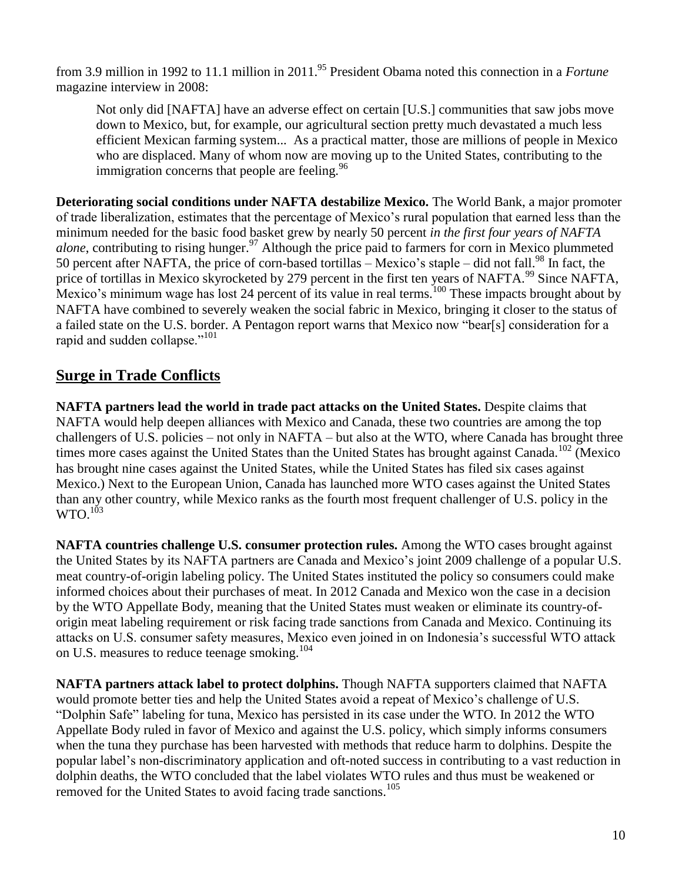from 3.9 million in 1992 to 11.1 million in 2011.[95] President Obama noted this connection in a *Fortune* magazine interview in 2008:

> Not only did [NAFTA] have an adverse effect on certain [U.S.] communities that saw jobs move down to Mexico, but, for example, our agricultural section pretty much devastated a much less efficient Mexican farming system... As a practical matter, those are millions of people in Mexico who are displaced. Many of whom now are moving up to the United States, contributing to the immigration concerns that people are feeling.[96]

**Deteriorating social conditions under NAFTA destabilize Mexico.** The World Bank, a major promoter of trade liberalization, estimates that the percentage of Mexico's rural population that earned less than the minimum needed for the basic food basket grew by nearly 50 percent *in the first four years of NAFTA alone*, contributing to rising hunger.[97] Although the price paid to farmers for corn in Mexico plummeted 50 percent after NAFTA, the price of corn-based tortillas – Mexico's staple – did not fall.[98] In fact, the price of tortillas in Mexico skyrocketed by 279 percent in the first ten years of NAFTA.[99] Since NAFTA, Mexico's minimum wage has lost 24 percent of its value in real terms.[100] These impacts brought about by NAFTA have combined to severely weaken the social fabric in Mexico, bringing it closer to the status of a failed state on the U.S. border. A Pentagon report warns that Mexico now "bear[s] consideration for a rapid and sudden collapse."[101]

## Surge in Trade Conflicts

**NAFTA partners lead the world in trade pact attacks on the United States.** Despite claims that NAFTA would help deepen alliances with Mexico and Canada, these two countries are among the top challengers of U.S. policies – not only in NAFTA – but also at the WTO, where Canada has brought three times more cases against the United States than the United States has brought against Canada.[102] (Mexico has brought nine cases against the United States, while the United States has filed six cases against Mexico.) Next to the European Union, Canada has launched more WTO cases against the United States than any other country, while Mexico ranks as the fourth most frequent challenger of U.S. policy in the WTO.[103]

**NAFTA countries challenge U.S. consumer protection rules.** Among the WTO cases brought against the United States by its NAFTA partners are Canada and Mexico's joint 2009 challenge of a popular U.S. meat country-of-origin labeling policy. The United States instituted the policy so consumers could make informed choices about their purchases of meat. In 2012 Canada and Mexico won the case in a decision by the WTO Appellate Body, meaning that the United States must weaken or eliminate its country-of-origin meat labeling requirement or risk facing trade sanctions from Canada and Mexico. Continuing its attacks on U.S. consumer safety measures, Mexico even joined in on Indonesia's successful WTO attack on U.S. measures to reduce teenage smoking.[104]

**NAFTA partners attack label to protect dolphins.** Though NAFTA supporters claimed that NAFTA would promote better ties and help the United States avoid a repeat of Mexico's challenge of U.S. "Dolphin Safe" labeling for tuna, Mexico has persisted in its case under the WTO. In 2012 the WTO Appellate Body ruled in favor of Mexico and against the U.S. policy, which simply informs consumers when the tuna they purchase has been harvested with methods that reduce harm to dolphins. Despite the popular label's non-discriminatory application and oft-noted success in contributing to a vast reduction in dolphin deaths, the WTO concluded that the label violates WTO rules and thus must be weakened or removed for the United States to avoid facing trade sanctions.[105]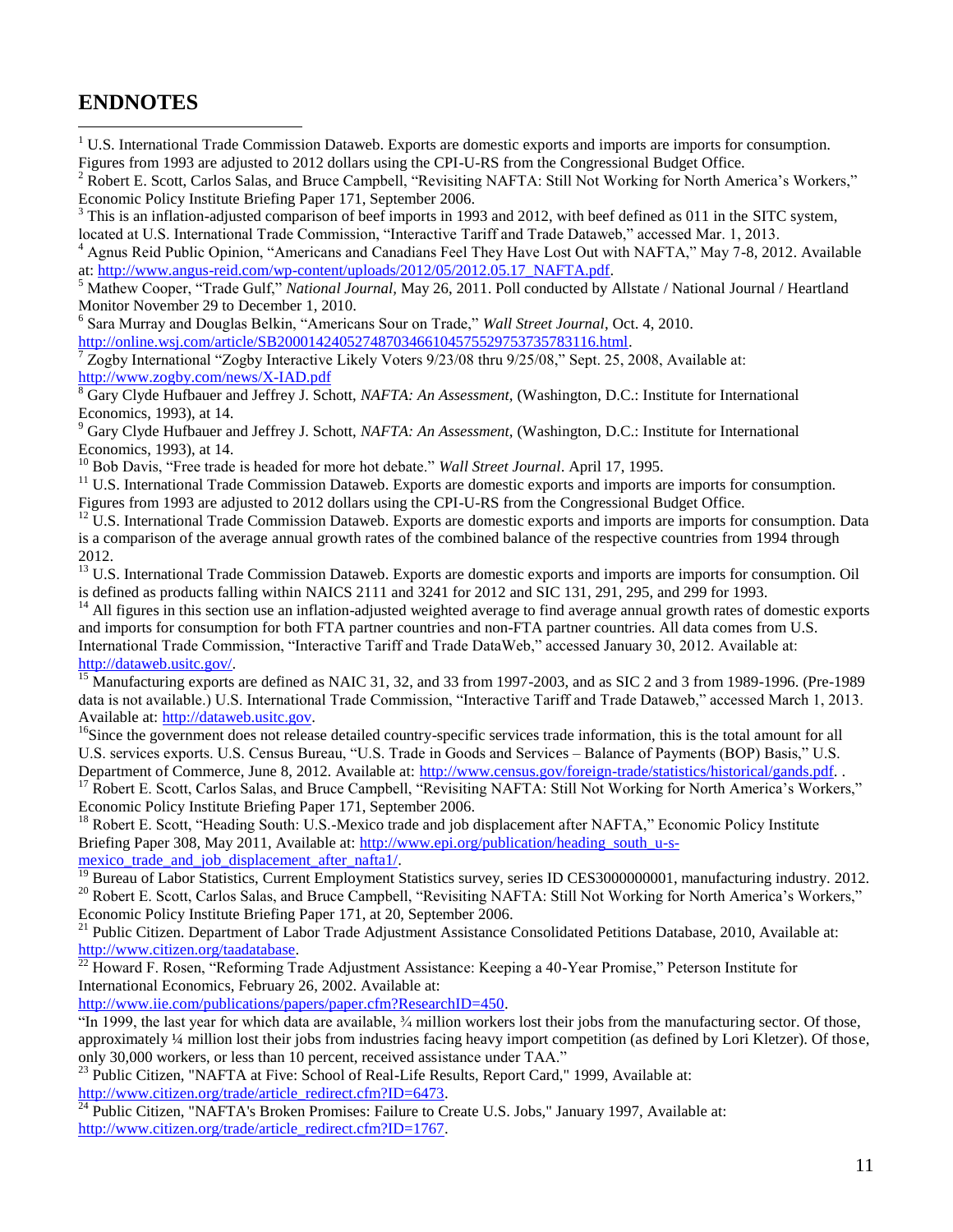## ENDNOTES

[1] U.S. International Trade Commission Dataweb. Exports are domestic exports and imports are imports for consumption. Figures from 1993 are adjusted to 2012 dollars using the CPI-U-RS from the Congressional Budget Office.

[2] Robert E. Scott, Carlos Salas, and Bruce Campbell, "Revisiting NAFTA: Still Not Working for North America's Workers," Economic Policy Institute Briefing Paper 171, September 2006.

[3] This is an inflation-adjusted comparison of beef imports in 1993 and 2012, with beef defined as 011 in the SITC system, located at U.S. International Trade Commission, "Interactive Tariff and Trade Dataweb," accessed Mar. 1, 2013.

[4] Agnus Reid Public Opinion, "Americans and Canadians Feel They Have Lost Out with NAFTA," May 7-8, 2012. Available at: http://www.angus-reid.com/wp-content/uploads/2012/05/2012.05.17_NAFTA.pdf.

[5] Mathew Cooper, "Trade Gulf," *National Journal,* May 26, 2011. Poll conducted by Allstate / National Journal / Heartland Monitor November 29 to December 1, 2010.

[6] Sara Murray and Douglas Belkin, "Americans Sour on Trade," *Wall Street Journal*, Oct. 4, 2010. http://online.wsj.com/article/SB20001424052748703466104575529753735783116.html.

[7] Zogby International "Zogby Interactive Likely Voters 9/23/08 thru 9/25/08," Sept. 25, 2008, Available at: http://www.zogby.com/news/X-IAD.pdf

[8] Gary Clyde Hufbauer and Jeffrey J. Schott, *NAFTA: An Assessment,* (Washington, D.C.: Institute for International Economics, 1993), at 14.

[9] Gary Clyde Hufbauer and Jeffrey J. Schott, *NAFTA: An Assessment,* (Washington, D.C.: Institute for International Economics, 1993), at 14.

[10] Bob Davis, "Free trade is headed for more hot debate." *Wall Street Journal*. April 17, 1995.

[11] U.S. International Trade Commission Dataweb. Exports are domestic exports and imports are imports for consumption. Figures from 1993 are adjusted to 2012 dollars using the CPI-U-RS from the Congressional Budget Office.

[12] U.S. International Trade Commission Dataweb. Exports are domestic exports and imports are imports for consumption. Data is a comparison of the average annual growth rates of the combined balance of the respective countries from 1994 through 2012.

[13] U.S. International Trade Commission Dataweb. Exports are domestic exports and imports are imports for consumption. Oil is defined as products falling within NAICS 2111 and 3241 for 2012 and SIC 131, 291, 295, and 299 for 1993.

[14] All figures in this section use an inflation-adjusted weighted average to find average annual growth rates of domestic exports and imports for consumption for both FTA partner countries and non-FTA partner countries. All data comes from U.S. International Trade Commission, "Interactive Tariff and Trade DataWeb," accessed January 30, 2012. Available at: http://dataweb.usitc.gov/.

[15] Manufacturing exports are defined as NAIC 31, 32, and 33 from 1997-2003, and as SIC 2 and 3 from 1989-1996. (Pre-1989 data is not available.) U.S. International Trade Commission, "Interactive Tariff and Trade Dataweb," accessed March 1, 2013. Available at: http://dataweb.usitc.gov.

[16] Since the government does not release detailed country-specific services trade information, this is the total amount for all U.S. services exports. U.S. Census Bureau, "U.S. Trade in Goods and Services – Balance of Payments (BOP) Basis," U.S. Department of Commerce, June 8, 2012. Available at: http://www.census.gov/foreign-trade/statistics/historical/gands.pdf. .

[17] Robert E. Scott, Carlos Salas, and Bruce Campbell, "Revisiting NAFTA: Still Not Working for North America's Workers," Economic Policy Institute Briefing Paper 171, September 2006.

[18] Robert E. Scott, "Heading South: U.S.-Mexico trade and job displacement after NAFTA," Economic Policy Institute Briefing Paper 308, May 2011, Available at: http://www.epi.org/publication/heading_south_u-s-mexico_trade_and_job_displacement_after_nafta1/.

[19] Bureau of Labor Statistics, Current Employment Statistics survey, series ID CES3000000001, manufacturing industry. 2012.

[20] Robert E. Scott, Carlos Salas, and Bruce Campbell, "Revisiting NAFTA: Still Not Working for North America's Workers," Economic Policy Institute Briefing Paper 171, at 20, September 2006.

[21] Public Citizen. Department of Labor Trade Adjustment Assistance Consolidated Petitions Database, 2010, Available at: http://www.citizen.org/taadatabase.

[22] Howard F. Rosen, "Reforming Trade Adjustment Assistance: Keeping a 40-Year Promise," Peterson Institute for International Economics, February 26, 2002. Available at: http://www.iie.com/publications/papers/paper.cfm?ResearchID=450.
"In 1999, the last year for which data are available, ¾ million workers lost their jobs from the manufacturing sector. Of those, approximately ¼ million lost their jobs from industries facing heavy import competition (as defined by Lori Kletzer). Of those, only 30,000 workers, or less than 10 percent, received assistance under TAA."

[23] Public Citizen, "NAFTA at Five: School of Real-Life Results, Report Card," 1999, Available at: http://www.citizen.org/trade/article_redirect.cfm?ID=6473.

[24] Public Citizen, "NAFTA's Broken Promises: Failure to Create U.S. Jobs," January 1997, Available at: http://www.citizen.org/trade/article_redirect.cfm?ID=1767.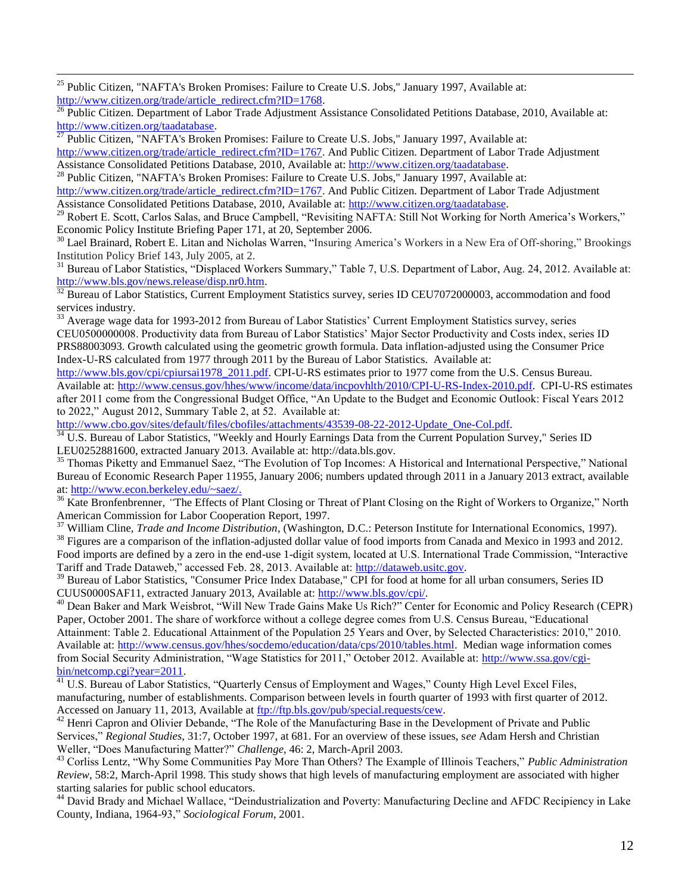[25] Public Citizen, "NAFTA's Broken Promises: Failure to Create U.S. Jobs," January 1997, Available at: http://www.citizen.org/trade/article_redirect.cfm?ID=1768.

[26] Public Citizen. Department of Labor Trade Adjustment Assistance Consolidated Petitions Database, 2010, Available at: http://www.citizen.org/taadatabase.

[27] Public Citizen, "NAFTA's Broken Promises: Failure to Create U.S. Jobs," January 1997, Available at: http://www.citizen.org/trade/article_redirect.cfm?ID=1767. And Public Citizen. Department of Labor Trade Adjustment Assistance Consolidated Petitions Database, 2010, Available at: http://www.citizen.org/taadatabase.

[28] Public Citizen, "NAFTA's Broken Promises: Failure to Create U.S. Jobs," January 1997, Available at: http://www.citizen.org/trade/article_redirect.cfm?ID=1767. And Public Citizen. Department of Labor Trade Adjustment Assistance Consolidated Petitions Database, 2010, Available at: http://www.citizen.org/taadatabase.

[29] Robert E. Scott, Carlos Salas, and Bruce Campbell, "Revisiting NAFTA: Still Not Working for North America's Workers," Economic Policy Institute Briefing Paper 171, at 20, September 2006.

[30] Lael Brainard, Robert E. Litan and Nicholas Warren, "Insuring America's Workers in a New Era of Off-shoring," Brookings Institution Policy Brief 143, July 2005, at 2.

[31] Bureau of Labor Statistics, "Displaced Workers Summary," Table 7, U.S. Department of Labor, Aug. 24, 2012. Available at: http://www.bls.gov/news.release/disp.nr0.htm.

[32] Bureau of Labor Statistics, Current Employment Statistics survey, series ID CEU7072000003, accommodation and food services industry.

[33] Average wage data for 1993-2012 from Bureau of Labor Statistics' Current Employment Statistics survey, series CEU0500000008. Productivity data from Bureau of Labor Statistics' Major Sector Productivity and Costs index, series ID PRS88003093. Growth calculated using the geometric growth formula. Data inflation-adjusted using the Consumer Price Index-U-RS calculated from 1977 through 2011 by the Bureau of Labor Statistics. Available at: http://www.bls.gov/cpi/cpiursai1978_2011.pdf. CPI-U-RS estimates prior to 1977 come from the U.S. Census Bureau. Available at: http://www.census.gov/hhes/www/income/data/incpovhlth/2010/CPI-U-RS-Index-2010.pdf. CPI-U-RS estimates after 2011 come from the Congressional Budget Office, "An Update to the Budget and Economic Outlook: Fiscal Years 2012 to 2022," August 2012, Summary Table 2, at 52. Available at: http://www.cbo.gov/sites/default/files/cbofiles/attachments/43539-08-22-2012-Update_One-Col.pdf.

[34] U.S. Bureau of Labor Statistics, "Weekly and Hourly Earnings Data from the Current Population Survey," Series ID LEU0252881600, extracted January 2013. Available at: http://data.bls.gov.

[35] Thomas Piketty and Emmanuel Saez, "The Evolution of Top Incomes: A Historical and International Perspective," National Bureau of Economic Research Paper 11955, January 2006; numbers updated through 2011 in a January 2013 extract, available at: http://www.econ.berkeley.edu/~saez/.

[36] Kate Bronfenbrenner, "The Effects of Plant Closing or Threat of Plant Closing on the Right of Workers to Organize," North American Commission for Labor Cooperation Report, 1997.

[37] William Cline, *Trade and Income Distribution*, (Washington, D.C.: Peterson Institute for International Economics, 1997).

[38] Figures are a comparison of the inflation-adjusted dollar value of food imports from Canada and Mexico in 1993 and 2012. Food imports are defined by a zero in the end-use 1-digit system, located at U.S. International Trade Commission, "Interactive Tariff and Trade Dataweb," accessed Feb. 28, 2013. Available at: http://dataweb.usitc.gov.

[39] Bureau of Labor Statistics, "Consumer Price Index Database," CPI for food at home for all urban consumers, Series ID CUUS0000SAF11, extracted January 2013, Available at: http://www.bls.gov/cpi/.

[40] Dean Baker and Mark Weisbrot, "Will New Trade Gains Make Us Rich?" Center for Economic and Policy Research (CEPR) Paper, October 2001. The share of workforce without a college degree comes from U.S. Census Bureau, "Educational Attainment: Table 2. Educational Attainment of the Population 25 Years and Over, by Selected Characteristics: 2010," 2010. Available at: http://www.census.gov/hhes/socdemo/education/data/cps/2010/tables.html. Median wage information comes from Social Security Administration, "Wage Statistics for 2011," October 2012. Available at: http://www.ssa.gov/cgi-bin/netcomp.cgi?year=2011.

[41] U.S. Bureau of Labor Statistics, "Quarterly Census of Employment and Wages," County High Level Excel Files, manufacturing, number of establishments. Comparison between levels in fourth quarter of 1993 with first quarter of 2012. Accessed on January 11, 2013, Available at ftp://ftp.bls.gov/pub/special.requests/cew.

[42] Henri Capron and Olivier Debande, "The Role of the Manufacturing Base in the Development of Private and Public Services," *Regional Studies*, 31:7, October 1997, at 681. For an overview of these issues, s*ee* Adam Hersh and Christian Weller, "Does Manufacturing Matter?" *Challenge*, 46: 2, March-April 2003.

[43] Corliss Lentz, "Why Some Communities Pay More Than Others? The Example of Illinois Teachers," *Public Administration Review*, 58:2, March-April 1998. This study shows that high levels of manufacturing employment are associated with higher starting salaries for public school educators.

[44] David Brady and Michael Wallace, "Deindustrialization and Poverty: Manufacturing Decline and AFDC Recipiency in Lake County, Indiana, 1964-93," *Sociological Forum*, 2001.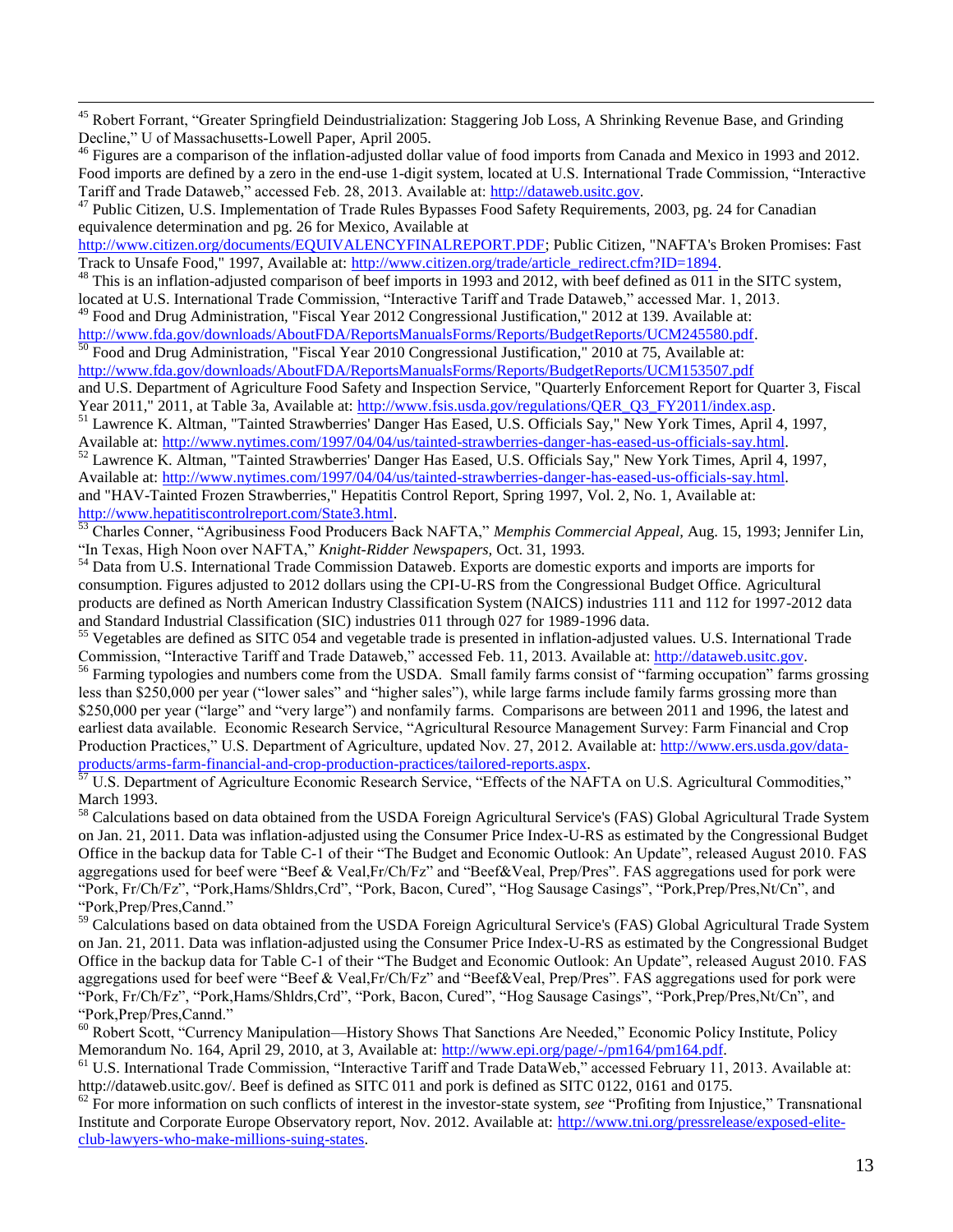[45] Robert Forrant, "Greater Springfield Deindustrialization: Staggering Job Loss, A Shrinking Revenue Base, and Grinding Decline," U of Massachusetts-Lowell Paper, April 2005.

[46] Figures are a comparison of the inflation-adjusted dollar value of food imports from Canada and Mexico in 1993 and 2012. Food imports are defined by a zero in the end-use 1-digit system, located at U.S. International Trade Commission, "Interactive Tariff and Trade Dataweb," accessed Feb. 28, 2013. Available at: http://dataweb.usitc.gov.

[47] Public Citizen, U.S. Implementation of Trade Rules Bypasses Food Safety Requirements, 2003, pg. 24 for Canadian equivalence determination and pg. 26 for Mexico, Available at http://www.citizen.org/documents/EQUIVALENCYFINALREPORT.PDF; Public Citizen, "NAFTA's Broken Promises: Fast Track to Unsafe Food," 1997, Available at: http://www.citizen.org/trade/article_redirect.cfm?ID=1894.

[48] This is an inflation-adjusted comparison of beef imports in 1993 and 2012, with beef defined as 011 in the SITC system, located at U.S. International Trade Commission, "Interactive Tariff and Trade Dataweb," accessed Mar. 1, 2013.

[49] Food and Drug Administration, "Fiscal Year 2012 Congressional Justification," 2012 at 139. Available at: http://www.fda.gov/downloads/AboutFDA/ReportsManualsForms/Reports/BudgetReports/UCM245580.pdf.

[50] Food and Drug Administration, "Fiscal Year 2010 Congressional Justification," 2010 at 75, Available at: http://www.fda.gov/downloads/AboutFDA/ReportsManualsForms/Reports/BudgetReports/UCM153507.pdf and U.S. Department of Agriculture Food Safety and Inspection Service, "Quarterly Enforcement Report for Quarter 3, Fiscal Year 2011," 2011, at Table 3a, Available at: http://www.fsis.usda.gov/regulations/QER_Q3_FY2011/index.asp.

[51] Lawrence K. Altman, "Tainted Strawberries' Danger Has Eased, U.S. Officials Say," New York Times, April 4, 1997, Available at: http://www.nytimes.com/1997/04/04/us/tainted-strawberries-danger-has-eased-us-officials-say.html.

[52] Lawrence K. Altman, "Tainted Strawberries' Danger Has Eased, U.S. Officials Say," New York Times, April 4, 1997, Available at: http://www.nytimes.com/1997/04/04/us/tainted-strawberries-danger-has-eased-us-officials-say.html. and "HAV-Tainted Frozen Strawberries," Hepatitis Control Report, Spring 1997, Vol. 2, No. 1, Available at: http://www.hepatitiscontrolreport.com/State3.html.

[53] Charles Conner, "Agribusiness Food Producers Back NAFTA," *Memphis Commercial Appeal,* Aug. 15, 1993; Jennifer Lin, "In Texas, High Noon over NAFTA," *Knight-Ridder Newspapers,* Oct. 31, 1993.

[54] Data from U.S. International Trade Commission Dataweb. Exports are domestic exports and imports are imports for consumption. Figures adjusted to 2012 dollars using the CPI-U-RS from the Congressional Budget Office. Agricultural products are defined as North American Industry Classification System (NAICS) industries 111 and 112 for 1997-2012 data and Standard Industrial Classification (SIC) industries 011 through 027 for 1989-1996 data.

[55] Vegetables are defined as SITC 054 and vegetable trade is presented in inflation-adjusted values. U.S. International Trade Commission, "Interactive Tariff and Trade Dataweb," accessed Feb. 11, 2013. Available at: http://dataweb.usitc.gov.

[56] Farming typologies and numbers come from the USDA. Small family farms consist of "farming occupation" farms grossing less than $250,000 per year ("lower sales" and "higher sales"), while large farms include family farms grossing more than $250,000 per year ("large" and "very large") and nonfamily farms. Comparisons are between 2011 and 1996, the latest and earliest data available. Economic Research Service, "Agricultural Resource Management Survey: Farm Financial and Crop Production Practices," U.S. Department of Agriculture, updated Nov. 27, 2012. Available at: http://www.ers.usda.gov/data-products/arms-farm-financial-and-crop-production-practices/tailored-reports.aspx.

[57] U.S. Department of Agriculture Economic Research Service, "Effects of the NAFTA on U.S. Agricultural Commodities," March 1993.

[58] Calculations based on data obtained from the USDA Foreign Agricultural Service's (FAS) Global Agricultural Trade System on Jan. 21, 2011. Data was inflation-adjusted using the Consumer Price Index-U-RS as estimated by the Congressional Budget Office in the backup data for Table C-1 of their "The Budget and Economic Outlook: An Update", released August 2010. FAS aggregations used for beef were "Beef & Veal,Fr/Ch/Fz" and "Beef&Veal, Prep/Pres". FAS aggregations used for pork were "Pork, Fr/Ch/Fz", "Pork,Hams/Shldrs,Crd", "Pork, Bacon, Cured", "Hog Sausage Casings", "Pork,Prep/Pres,Nt/Cn", and "Pork,Prep/Pres,Cannd."

[59] Calculations based on data obtained from the USDA Foreign Agricultural Service's (FAS) Global Agricultural Trade System on Jan. 21, 2011. Data was inflation-adjusted using the Consumer Price Index-U-RS as estimated by the Congressional Budget Office in the backup data for Table C-1 of their "The Budget and Economic Outlook: An Update", released August 2010. FAS aggregations used for beef were "Beef & Veal,Fr/Ch/Fz" and "Beef&Veal, Prep/Pres". FAS aggregations used for pork were "Pork, Fr/Ch/Fz", "Pork,Hams/Shldrs,Crd", "Pork, Bacon, Cured", "Hog Sausage Casings", "Pork,Prep/Pres,Nt/Cn", and "Pork,Prep/Pres,Cannd."

[60] Robert Scott, "Currency Manipulation—History Shows That Sanctions Are Needed," Economic Policy Institute, Policy Memorandum No. 164, April 29, 2010, at 3, Available at: http://www.epi.org/page/-/pm164/pm164.pdf.

[61] U.S. International Trade Commission, "Interactive Tariff and Trade DataWeb," accessed February 11, 2013. Available at: http://dataweb.usitc.gov/. Beef is defined as SITC 011 and pork is defined as SITC 0122, 0161 and 0175.

[62] For more information on such conflicts of interest in the investor-state system, *see* "Profiting from Injustice," Transnational Institute and Corporate Europe Observatory report, Nov. 2012. Available at: http://www.tni.org/pressrelease/exposed-elite-club-lawyers-who-make-millions-suing-states.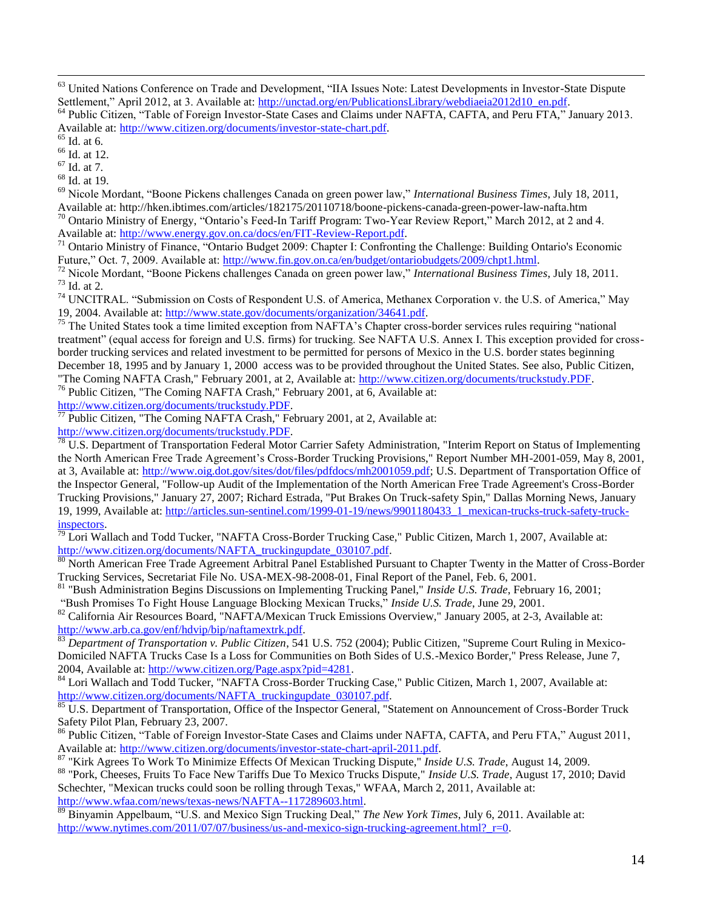[63] United Nations Conference on Trade and Development, "IIA Issues Note: Latest Developments in Investor-State Dispute Settlement," April 2012, at 3. Available at: http://unctad.org/en/PublicationsLibrary/webdiaeia2012d10_en.pdf.

[64] Public Citizen, "Table of Foreign Investor-State Cases and Claims under NAFTA, CAFTA, and Peru FTA," January 2013. Available at: http://www.citizen.org/documents/investor-state-chart.pdf.

[65] Id. at 6.

[66] Id. at 12.

[67] Id. at 7.

[68] Id. at 19.

[69] Nicole Mordant, "Boone Pickens challenges Canada on green power law," *International Business Times*, July 18, 2011, Available at: http://hken.ibtimes.com/articles/182175/20110718/boone-pickens-canada-green-power-law-nafta.htm

[70] Ontario Ministry of Energy, "Ontario's Feed-In Tariff Program: Two-Year Review Report," March 2012, at 2 and 4. Available at: http://www.energy.gov.on.ca/docs/en/FIT-Review-Report.pdf.

[71] Ontario Ministry of Finance, "Ontario Budget 2009: Chapter I: Confronting the Challenge: Building Ontario's Economic Future," Oct. 7, 2009. Available at: http://www.fin.gov.on.ca/en/budget/ontariobudgets/2009/chpt1.html.

[72] Nicole Mordant, "Boone Pickens challenges Canada on green power law," *International Business Times*, July 18, 2011.

[73] Id. at 2.

[74] UNCITRAL. "Submission on Costs of Respondent U.S. of America, Methanex Corporation v. the U.S. of America," May 19, 2004. Available at: http://www.state.gov/documents/organization/34641.pdf.

[75] The United States took a time limited exception from NAFTA's Chapter cross-border services rules requiring "national treatment" (equal access for foreign and U.S. firms) for trucking. See NAFTA U.S. Annex I. This exception provided for cross-border trucking services and related investment to be permitted for persons of Mexico in the U.S. border states beginning December 18, 1995 and by January 1, 2000 access was to be provided throughout the United States. See also, Public Citizen, "The Coming NAFTA Crash," February 2001, at 2, Available at: http://www.citizen.org/documents/truckstudy.PDF.

[76] Public Citizen, "The Coming NAFTA Crash," February 2001, at 6, Available at: http://www.citizen.org/documents/truckstudy.PDF.

[77] Public Citizen, "The Coming NAFTA Crash," February 2001, at 2, Available at: http://www.citizen.org/documents/truckstudy.PDF.

[78] U.S. Department of Transportation Federal Motor Carrier Safety Administration, "Interim Report on Status of Implementing the North American Free Trade Agreement's Cross-Border Trucking Provisions," Report Number MH-2001-059, May 8, 2001, at 3, Available at: http://www.oig.dot.gov/sites/dot/files/pdfdocs/mh2001059.pdf; U.S. Department of Transportation Office of the Inspector General, "Follow-up Audit of the Implementation of the North American Free Trade Agreement's Cross-Border Trucking Provisions," January 27, 2007; Richard Estrada, "Put Brakes On Truck-safety Spin," Dallas Morning News, January 19, 1999, Available at: http://articles.sun-sentinel.com/1999-01-19/news/9901180433_1_mexican-trucks-truck-safety-truck-inspectors.

[79] Lori Wallach and Todd Tucker, "NAFTA Cross-Border Trucking Case," Public Citizen, March 1, 2007, Available at: http://www.citizen.org/documents/NAFTA_truckingupdate_030107.pdf.

[80] North American Free Trade Agreement Arbitral Panel Established Pursuant to Chapter Twenty in the Matter of Cross-Border Trucking Services, Secretariat File No. USA-MEX-98-2008-01, Final Report of the Panel, Feb. 6, 2001.

[81] "Bush Administration Begins Discussions on Implementing Trucking Panel," *Inside U.S. Trade*, February 16, 2001; "Bush Promises To Fight House Language Blocking Mexican Trucks," *Inside U.S. Trade*, June 29, 2001.

[82] California Air Resources Board, "NAFTA/Mexican Truck Emissions Overview," January 2005, at 2-3, Available at: http://www.arb.ca.gov/enf/hdvip/bip/naftamextrk.pdf.

[83] *Department of Transportation v. Public Citizen*, 541 U.S. 752 (2004); Public Citizen, "Supreme Court Ruling in Mexico-Domiciled NAFTA Trucks Case Is a Loss for Communities on Both Sides of U.S.-Mexico Border," Press Release, June 7, 2004, Available at: http://www.citizen.org/Page.aspx?pid=4281.

[84] Lori Wallach and Todd Tucker, "NAFTA Cross-Border Trucking Case," Public Citizen, March 1, 2007, Available at: http://www.citizen.org/documents/NAFTA_truckingupdate_030107.pdf.

[85] U.S. Department of Transportation, Office of the Inspector General, "Statement on Announcement of Cross-Border Truck Safety Pilot Plan, February 23, 2007.

[86] Public Citizen, "Table of Foreign Investor-State Cases and Claims under NAFTA, CAFTA, and Peru FTA," August 2011, Available at: http://www.citizen.org/documents/investor-state-chart-april-2011.pdf.

[87] "Kirk Agrees To Work To Minimize Effects Of Mexican Trucking Dispute," *Inside U.S. Trade*, August 14, 2009.

[88] "Pork, Cheeses, Fruits To Face New Tariffs Due To Mexico Trucks Dispute," *Inside U.S. Trade*, August 17, 2010; David Schechter, "Mexican trucks could soon be rolling through Texas," WFAA, March 2, 2011, Available at: http://www.wfaa.com/news/texas-news/NAFTA--117289603.html.

[89] Binyamin Appelbaum, "U.S. and Mexico Sign Trucking Deal," *The New York Times*, July 6, 2011. Available at: http://www.nytimes.com/2011/07/07/business/us-and-mexico-sign-trucking-agreement.html?_r=0.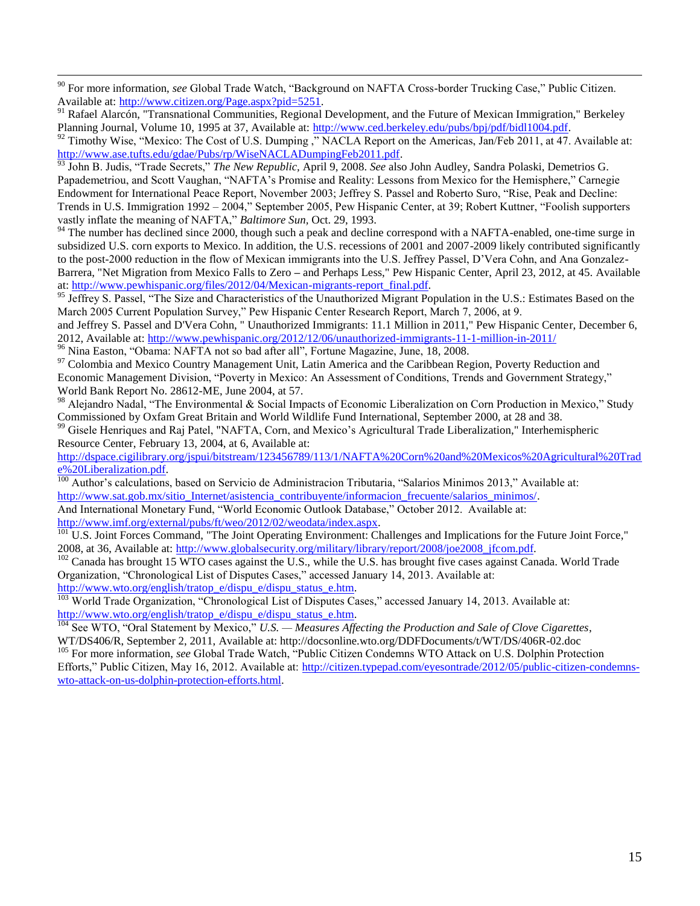[90] For more information, *see* Global Trade Watch, "Background on NAFTA Cross-border Trucking Case," Public Citizen. Available at: http://www.citizen.org/Page.aspx?pid=5251.

[91] Rafael Alarcón, "Transnational Communities, Regional Development, and the Future of Mexican Immigration," Berkeley Planning Journal, Volume 10, 1995 at 37, Available at: http://www.ced.berkeley.edu/pubs/bpj/pdf/bidl1004.pdf.

[92] Timothy Wise, "Mexico: The Cost of U.S. Dumping ," NACLA Report on the Americas, Jan/Feb 2011, at 47. Available at: http://www.ase.tufts.edu/gdae/Pubs/rp/WiseNACLADumpingFeb2011.pdf.

[93] John B. Judis, "Trade Secrets," *The New Republic,* April 9, 2008. *See* also John Audley, Sandra Polaski, Demetrios G. Papademetriou, and Scott Vaughan, "NAFTA's Promise and Reality: Lessons from Mexico for the Hemisphere," Carnegie Endowment for International Peace Report, November 2003; Jeffrey S. Passel and Roberto Suro, "Rise, Peak and Decline: Trends in U.S. Immigration 1992 – 2004," September 2005, Pew Hispanic Center, at 39; Robert Kuttner, "Foolish supporters vastly inflate the meaning of NAFTA," *Baltimore Sun,* Oct. 29, 1993.

[94] The number has declined since 2000, though such a peak and decline correspond with a NAFTA-enabled, one-time surge in subsidized U.S. corn exports to Mexico. In addition, the U.S. recessions of 2001 and 2007-2009 likely contributed significantly to the post-2000 reduction in the flow of Mexican immigrants into the U.S. Jeffrey Passel, D'Vera Cohn, and Ana Gonzalez-Barrera, "Net Migration from Mexico Falls to Zero – and Perhaps Less," Pew Hispanic Center, April 23, 2012, at 45. Available at: http://www.pewhispanic.org/files/2012/04/Mexican-migrants-report_final.pdf.

[95] Jeffrey S. Passel, "The Size and Characteristics of the Unauthorized Migrant Population in the U.S.: Estimates Based on the March 2005 Current Population Survey," Pew Hispanic Center Research Report, March 7, 2006, at 9.
and Jeffrey S. Passel and D'Vera Cohn, " Unauthorized Immigrants: 11.1 Million in 2011," Pew Hispanic Center, December 6, 2012, Available at: http://www.pewhispanic.org/2012/12/06/unauthorized-immigrants-11-1-million-in-2011/

[96] Nina Easton, "Obama: NAFTA not so bad after all", Fortune Magazine, June, 18, 2008.

[97] Colombia and Mexico Country Management Unit, Latin America and the Caribbean Region, Poverty Reduction and Economic Management Division, "Poverty in Mexico: An Assessment of Conditions, Trends and Government Strategy," World Bank Report No. 28612-ME, June 2004, at 57.

[98] Alejandro Nadal, "The Environmental & Social Impacts of Economic Liberalization on Corn Production in Mexico," Study Commissioned by Oxfam Great Britain and World Wildlife Fund International, September 2000, at 28 and 38.

[99] Gisele Henriques and Raj Patel, "NAFTA, Corn, and Mexico's Agricultural Trade Liberalization," Interhemispheric Resource Center, February 13, 2004, at 6, Available at: http://dspace.cigilibrary.org/jspui/bitstream/123456789/113/1/NAFTA%20Corn%20and%20Mexicos%20Agricultural%20Trade%20Liberalization.pdf.

[100] Author's calculations, based on Servicio de Administracion Tributaria, "Salarios Minimos 2013," Available at: http://www.sat.gob.mx/sitio_Internet/asistencia_contribuyente/informacion_frecuente/salarios_minimos/.
And International Monetary Fund, "World Economic Outlook Database," October 2012. Available at: http://www.imf.org/external/pubs/ft/weo/2012/02/weodata/index.aspx.

[101] U.S. Joint Forces Command, "The Joint Operating Environment: Challenges and Implications for the Future Joint Force," 2008, at 36, Available at: http://www.globalsecurity.org/military/library/report/2008/joe2008_jfcom.pdf.

[102] Canada has brought 15 WTO cases against the U.S., while the U.S. has brought five cases against Canada. World Trade Organization, "Chronological List of Disputes Cases," accessed January 14, 2013. Available at: http://www.wto.org/english/tratop_e/dispu_e/dispu_status_e.htm.

[103] World Trade Organization, "Chronological List of Disputes Cases," accessed January 14, 2013. Available at: http://www.wto.org/english/tratop_e/dispu_e/dispu_status_e.htm.

[104] See WTO, "Oral Statement by Mexico," *U.S. — Measures Affecting the Production and Sale of Clove Cigarettes*, WT/DS406/R, September 2, 2011, Available at: http://docsonline.wto.org/DDFDocuments/t/WT/DS/406R-02.doc

[105] For more information, *see* Global Trade Watch, "Public Citizen Condemns WTO Attack on U.S. Dolphin Protection Efforts," Public Citizen, May 16, 2012. Available at: http://citizen.typepad.com/eyesontrade/2012/05/public-citizen-condemns-wto-attack-on-us-dolphin-protection-efforts.html.